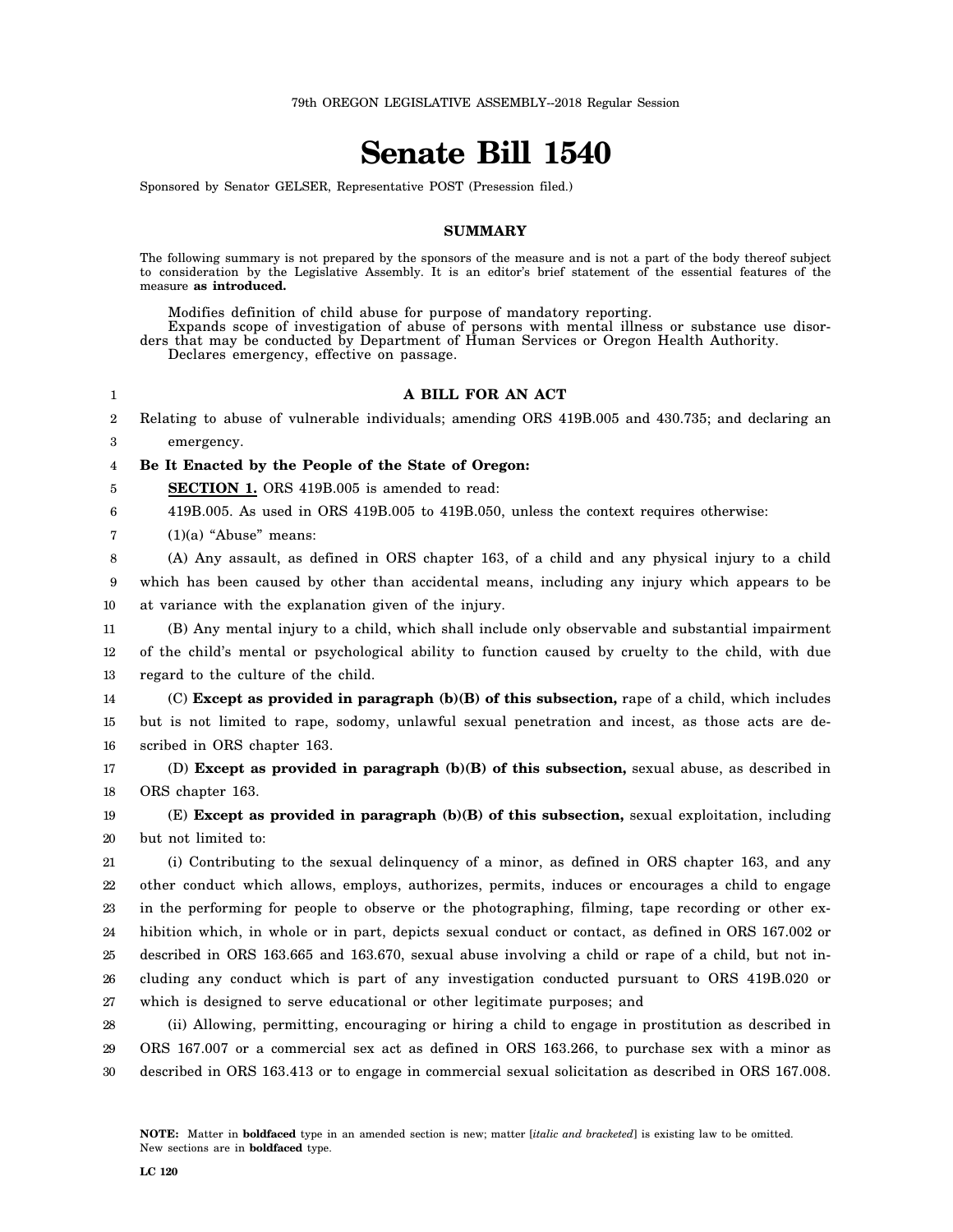79th OREGON LEGISLATIVE ASSEMBLY--2018 Regular Session

# Senate Bill 1540

Sponsored by Senator GELSER, Representative POST (Presession filed.)

## SUMMARY

The following summary is not prepared by the sponsors of the measure and is not a part of the body thereof subject to consideration by the Legislative Assembly. It is an editor's brief statement of the essential features of the measure **as introduced.**

Modifies definition of child abuse for purpose of mandatory reporting.

Expands scope of investigation of abuse of persons with mental illness or substance use disorders that may be conducted by Department of Human Services or Oregon Health Authority.

Declares emergency, effective on passage.

## A BILL FOR AN ACT

Relating to abuse of vulnerable individuals; amending ORS 419B.005 and 430.735; and declaring an emergency.

**Be It Enacted by the People of the State of Oregon:**

**SECTION 1.** ORS 419B.005 is amended to read:

419B.005. As used in ORS 419B.005 to 419B.050, unless the context requires otherwise:

(1)(a) "Abuse" means:

(A) Any assault, as defined in ORS chapter 163, of a child and any physical injury to a child which has been caused by other than accidental means, including any injury which appears to be at variance with the explanation given of the injury.

(B) Any mental injury to a child, which shall include only observable and substantial impairment of the child's mental or psychological ability to function caused by cruelty to the child, with due regard to the culture of the child.

(C) **Except as provided in paragraph (b)(B) of this subsection,** rape of a child, which includes but is not limited to rape, sodomy, unlawful sexual penetration and incest, as those acts are described in ORS chapter 163.

(D) **Except as provided in paragraph (b)(B) of this subsection,** sexual abuse, as described in ORS chapter 163.

(E) **Except as provided in paragraph (b)(B) of this subsection,** sexual exploitation, including but not limited to:

(i) Contributing to the sexual delinquency of a minor, as defined in ORS chapter 163, and any other conduct which allows, employs, authorizes, permits, induces or encourages a child to engage in the performing for people to observe or the photographing, filming, tape recording or other exhibition which, in whole or in part, depicts sexual conduct or contact, as defined in ORS 167.002 or described in ORS 163.665 and 163.670, sexual abuse involving a child or rape of a child, but not including any conduct which is part of any investigation conducted pursuant to ORS 419B.020 or which is designed to serve educational or other legitimate purposes; and

(ii) Allowing, permitting, encouraging or hiring a child to engage in prostitution as described in ORS 167.007 or a commercial sex act as defined in ORS 163.266, to purchase sex with a minor as described in ORS 163.413 or to engage in commercial sexual solicitation as described in ORS 167.008.

**NOTE:** Matter in **boldfaced** type in an amended section is new; matter [*italic and bracketed*] is existing law to be omitted. New sections are in **boldfaced** type.

LC 120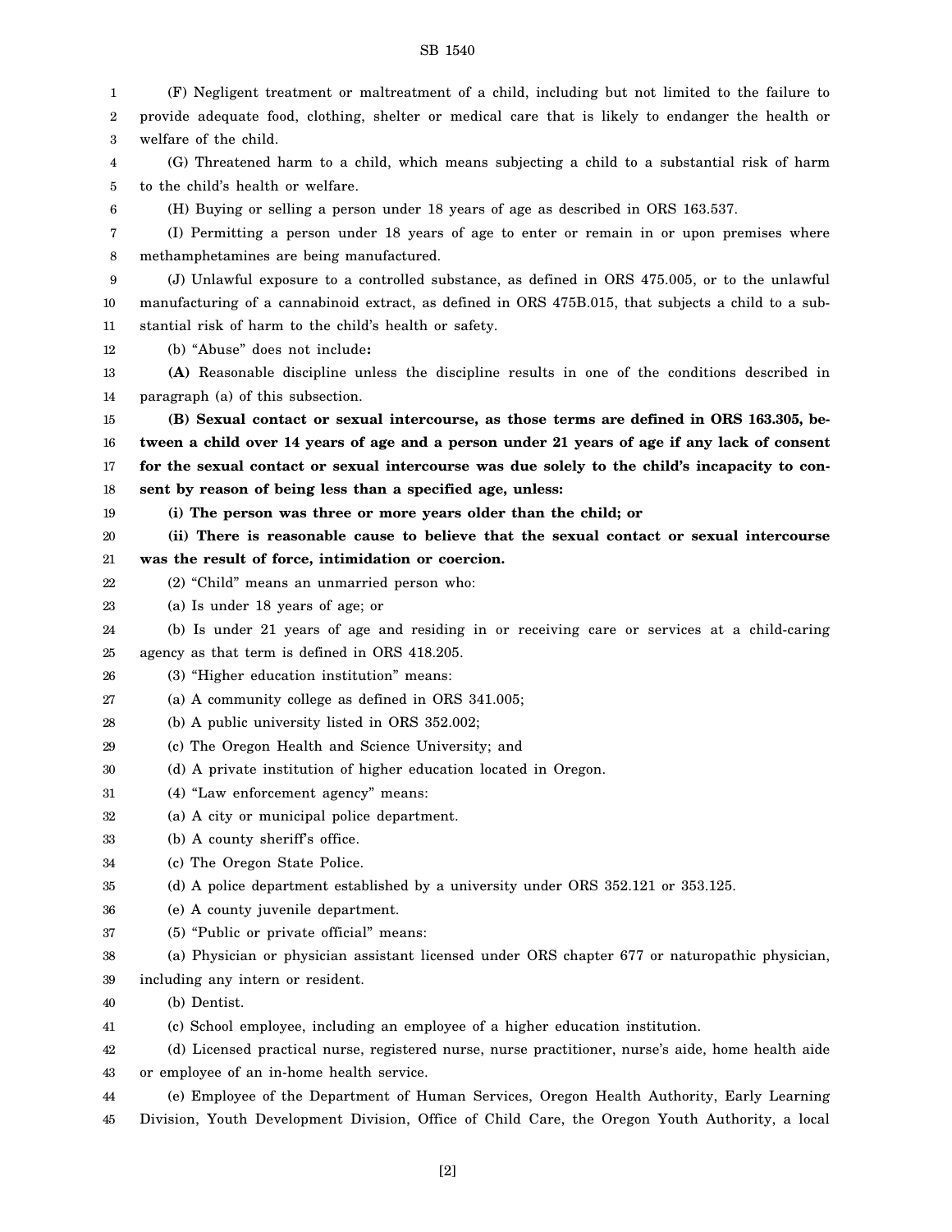(F) Negligent treatment or maltreatment of a child, including but not limited to the failure to provide adequate food, clothing, shelter or medical care that is likely to endanger the health or welfare of the child.

(G) Threatened harm to a child, which means subjecting a child to a substantial risk of harm to the child's health or welfare.

(H) Buying or selling a person under 18 years of age as described in ORS 163.537.

(I) Permitting a person under 18 years of age to enter or remain in or upon premises where methamphetamines are being manufactured.

(J) Unlawful exposure to a controlled substance, as defined in ORS 475.005, or to the unlawful manufacturing of a cannabinoid extract, as defined in ORS 475B.015, that subjects a child to a substantial risk of harm to the child's health or safety.

(b) "Abuse" does not include**:**

**(A)** Reasonable discipline unless the discipline results in one of the conditions described in paragraph (a) of this subsection.

**(B) Sexual contact or sexual intercourse, as those terms are defined in ORS 163.305, between a child over 14 years of age and a person under 21 years of age if any lack of consent for the sexual contact or sexual intercourse was due solely to the child's incapacity to consent by reason of being less than a specified age, unless:**

**(i) The person was three or more years older than the child; or**

**(ii) There is reasonable cause to believe that the sexual contact or sexual intercourse was the result of force, intimidation or coercion.**

(2) "Child" means an unmarried person who:

(a) Is under 18 years of age; or

(b) Is under 21 years of age and residing in or receiving care or services at a child-caring agency as that term is defined in ORS 418.205.

(3) "Higher education institution" means:

(a) A community college as defined in ORS 341.005;

(b) A public university listed in ORS 352.002;

(c) The Oregon Health and Science University; and

(d) A private institution of higher education located in Oregon.

(4) "Law enforcement agency" means:

(a) A city or municipal police department.

(b) A county sheriff's office.

(c) The Oregon State Police.

(d) A police department established by a university under ORS 352.121 or 353.125.

(e) A county juvenile department.

(5) "Public or private official" means:

(a) Physician or physician assistant licensed under ORS chapter 677 or naturopathic physician, including any intern or resident.

(b) Dentist.

(c) School employee, including an employee of a higher education institution.

(d) Licensed practical nurse, registered nurse, nurse practitioner, nurse's aide, home health aide or employee of an in-home health service.

(e) Employee of the Department of Human Services, Oregon Health Authority, Early Learning Division, Youth Development Division, Office of Child Care, the Oregon Youth Authority, a local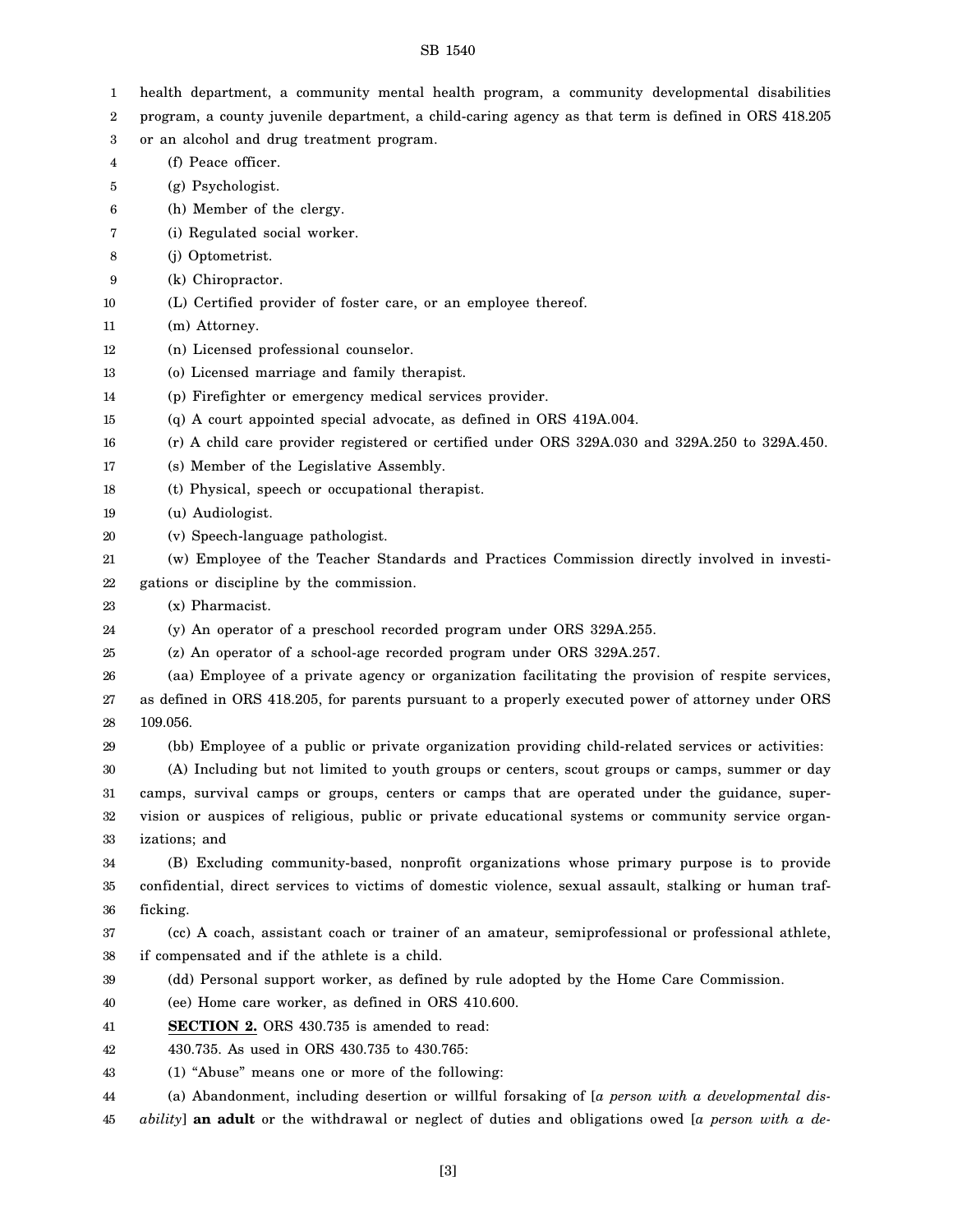health department, a community mental health program, a community developmental disabilities program, a county juvenile department, a child-caring agency as that term is defined in ORS 418.205 or an alcohol and drug treatment program.

(f) Peace officer.

(g) Psychologist.

(h) Member of the clergy.

(i) Regulated social worker.

(j) Optometrist.

(k) Chiropractor.

(L) Certified provider of foster care, or an employee thereof.

(m) Attorney.

(n) Licensed professional counselor.

(o) Licensed marriage and family therapist.

(p) Firefighter or emergency medical services provider.

(q) A court appointed special advocate, as defined in ORS 419A.004.

(r) A child care provider registered or certified under ORS 329A.030 and 329A.250 to 329A.450.

(s) Member of the Legislative Assembly.

(t) Physical, speech or occupational therapist.

(u) Audiologist.

(v) Speech-language pathologist.

(w) Employee of the Teacher Standards and Practices Commission directly involved in investigations or discipline by the commission.

(x) Pharmacist.

(y) An operator of a preschool recorded program under ORS 329A.255.

(z) An operator of a school-age recorded program under ORS 329A.257.

(aa) Employee of a private agency or organization facilitating the provision of respite services, as defined in ORS 418.205, for parents pursuant to a properly executed power of attorney under ORS 109.056.

(bb) Employee of a public or private organization providing child-related services or activities:

(A) Including but not limited to youth groups or centers, scout groups or camps, summer or day camps, survival camps or groups, centers or camps that are operated under the guidance, supervision or auspices of religious, public or private educational systems or community service organizations; and

(B) Excluding community-based, nonprofit organizations whose primary purpose is to provide confidential, direct services to victims of domestic violence, sexual assault, stalking or human trafficking.

(cc) A coach, assistant coach or trainer of an amateur, semiprofessional or professional athlete, if compensated and if the athlete is a child.

(dd) Personal support worker, as defined by rule adopted by the Home Care Commission.

(ee) Home care worker, as defined in ORS 410.600.

**SECTION 2.** ORS 430.735 is amended to read:

430.735. As used in ORS 430.735 to 430.765:

(1) "Abuse" means one or more of the following:

(a) Abandonment, including desertion or willful forsaking of [*a person with a developmental disability*] **an adult** or the withdrawal or neglect of duties and obligations owed [*a person with a de-*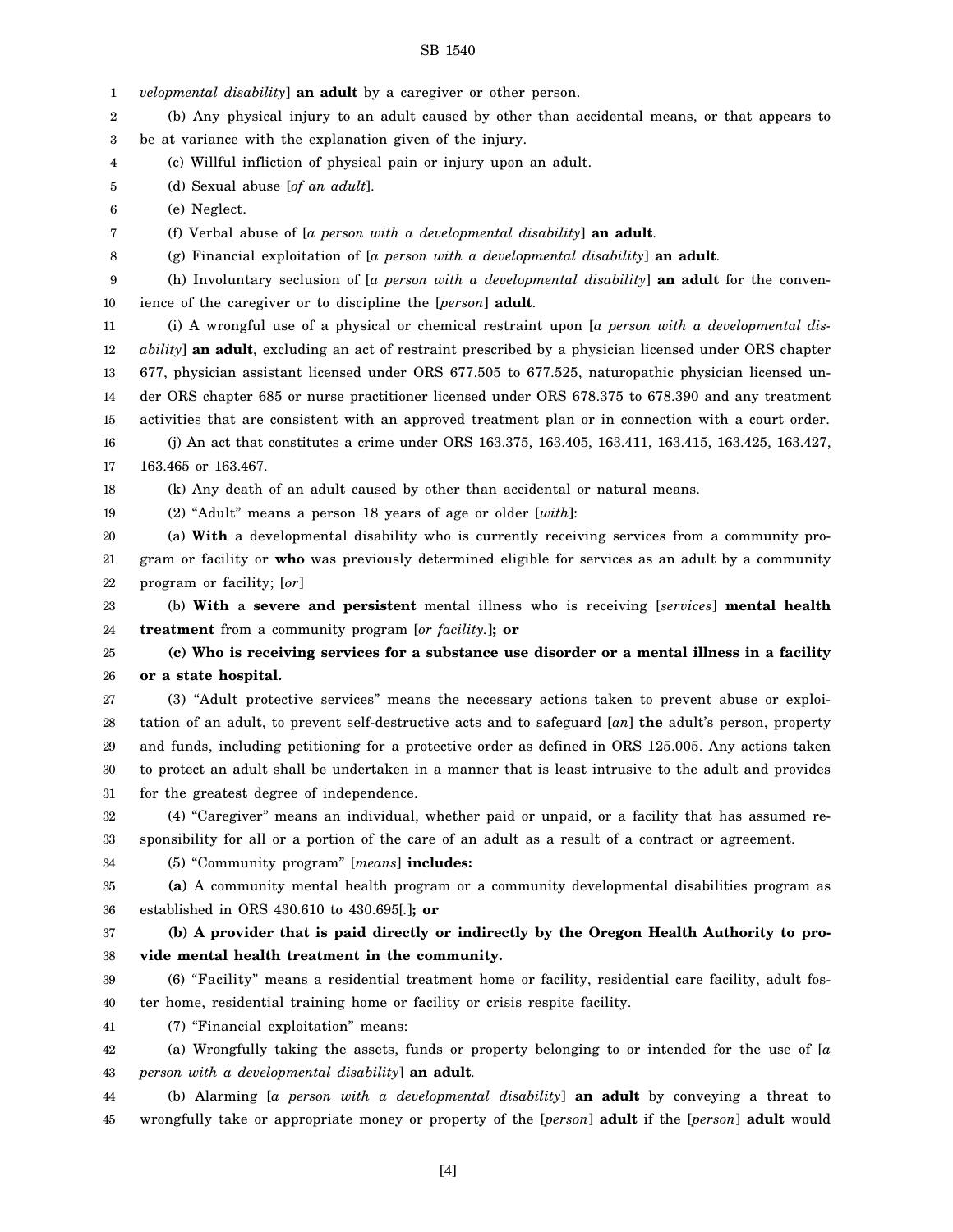*velopmental disability*] **an adult** by a caregiver or other person.

(b) Any physical injury to an adult caused by other than accidental means, or that appears to be at variance with the explanation given of the injury.

(c) Willful infliction of physical pain or injury upon an adult.

(d) Sexual abuse [*of an adult*].

(e) Neglect.

(f) Verbal abuse of [*a person with a developmental disability*] **an adult**.

(g) Financial exploitation of [*a person with a developmental disability*] **an adult**.

(h) Involuntary seclusion of [*a person with a developmental disability*] **an adult** for the convenience of the caregiver or to discipline the [*person*] **adult**.

(i) A wrongful use of a physical or chemical restraint upon [*a person with a developmental disability*] **an adult**, excluding an act of restraint prescribed by a physician licensed under ORS chapter 677, physician assistant licensed under ORS 677.505 to 677.525, naturopathic physician licensed under ORS chapter 685 or nurse practitioner licensed under ORS 678.375 to 678.390 and any treatment activities that are consistent with an approved treatment plan or in connection with a court order.

(j) An act that constitutes a crime under ORS 163.375, 163.405, 163.411, 163.415, 163.425, 163.427, 163.465 or 163.467.

(k) Any death of an adult caused by other than accidental or natural means.

(2) "Adult" means a person 18 years of age or older [*with*]:

(a) **With** a developmental disability who is currently receiving services from a community program or facility or **who** was previously determined eligible for services as an adult by a community program or facility; [*or*]

(b) **With** a **severe and persistent** mental illness who is receiving [*services*] **mental health treatment** from a community program [*or facility.*]**; or**

**(c) Who is receiving services for a substance use disorder or a mental illness in a facility or a state hospital.**

(3) "Adult protective services" means the necessary actions taken to prevent abuse or exploitation of an adult, to prevent self-destructive acts and to safeguard [*an*] **the** adult's person, property and funds, including petitioning for a protective order as defined in ORS 125.005. Any actions taken to protect an adult shall be undertaken in a manner that is least intrusive to the adult and provides for the greatest degree of independence.

(4) "Caregiver" means an individual, whether paid or unpaid, or a facility that has assumed responsibility for all or a portion of the care of an adult as a result of a contract or agreement.

(5) "Community program" [*means*] **includes:**

**(a)** A community mental health program or a community developmental disabilities program as established in ORS 430.610 to 430.695[*.*]**; or**

**(b) A provider that is paid directly or indirectly by the Oregon Health Authority to provide mental health treatment in the community.**

(6) "Facility" means a residential treatment home or facility, residential care facility, adult foster home, residential training home or facility or crisis respite facility.

(7) "Financial exploitation" means:

(a) Wrongfully taking the assets, funds or property belonging to or intended for the use of [*a person with a developmental disability*] **an adult**.

(b) Alarming [*a person with a developmental disability*] **an adult** by conveying a threat to wrongfully take or appropriate money or property of the [*person*] **adult** if the [*person*] **adult** would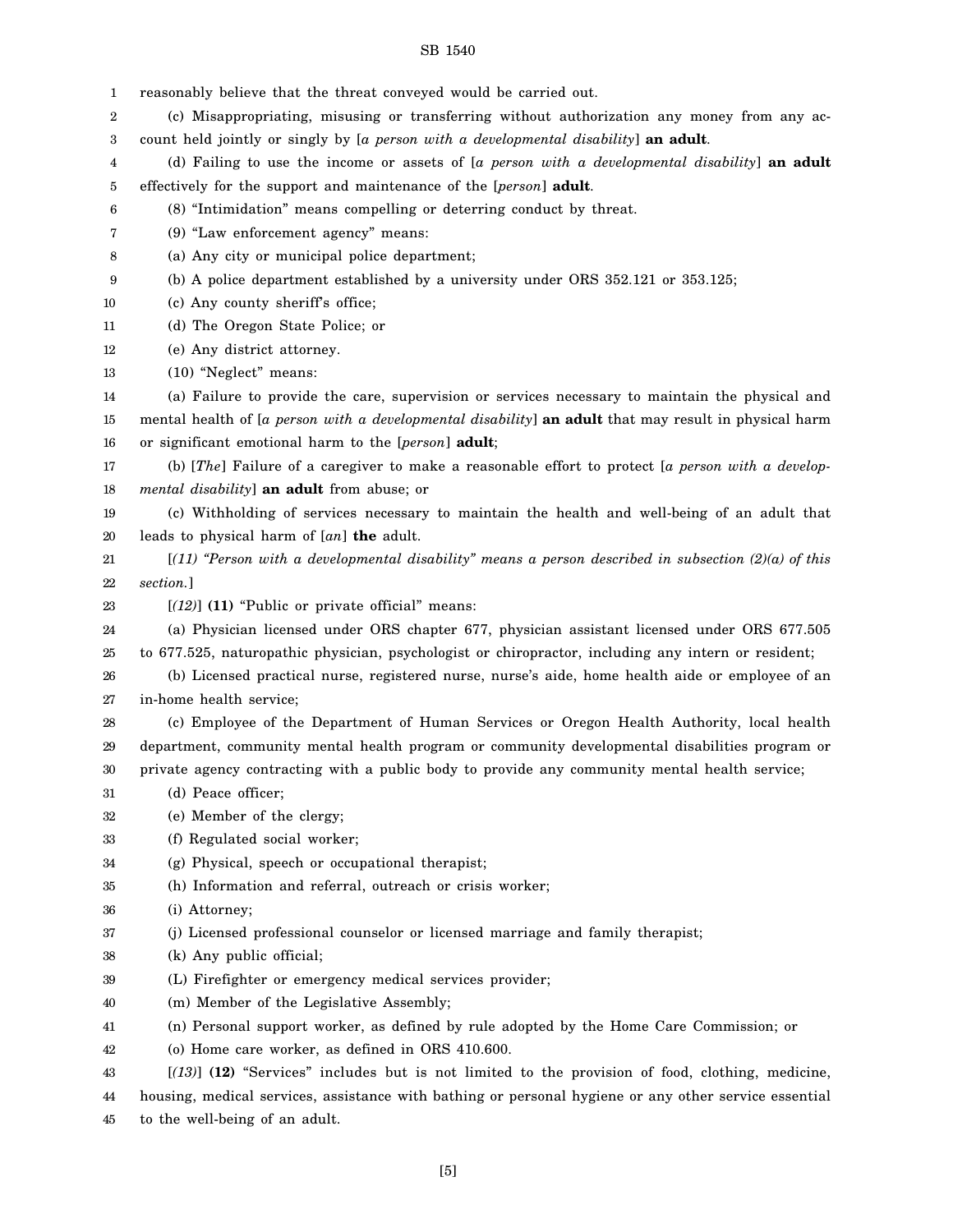reasonably believe that the threat conveyed would be carried out.

(c) Misappropriating, misusing or transferring without authorization any money from any account held jointly or singly by [*a person with a developmental disability*] **an adult**.

(d) Failing to use the income or assets of [*a person with a developmental disability*] **an adult** effectively for the support and maintenance of the [*person*] **adult**.

(8) "Intimidation" means compelling or deterring conduct by threat.

(9) "Law enforcement agency" means:

(a) Any city or municipal police department;

(b) A police department established by a university under ORS 352.121 or 353.125;

(c) Any county sheriff's office;

(d) The Oregon State Police; or

(e) Any district attorney.

(10) "Neglect" means:

(a) Failure to provide the care, supervision or services necessary to maintain the physical and mental health of [*a person with a developmental disability*] **an adult** that may result in physical harm or significant emotional harm to the [*person*] **adult**;

(b) [*The*] Failure of a caregiver to make a reasonable effort to protect [*a person with a developmental disability*] **an adult** from abuse; or

(c) Withholding of services necessary to maintain the health and well-being of an adult that leads to physical harm of [*an*] **the** adult.

[*(11) "Person with a developmental disability" means a person described in subsection (2)(a) of this section.*]

[*(12)*] **(11)** "Public or private official" means:

(a) Physician licensed under ORS chapter 677, physician assistant licensed under ORS 677.505 to 677.525, naturopathic physician, psychologist or chiropractor, including any intern or resident;

(b) Licensed practical nurse, registered nurse, nurse's aide, home health aide or employee of an in-home health service;

(c) Employee of the Department of Human Services or Oregon Health Authority, local health department, community mental health program or community developmental disabilities program or private agency contracting with a public body to provide any community mental health service;

(d) Peace officer;

(e) Member of the clergy;

(f) Regulated social worker;

(g) Physical, speech or occupational therapist;

(h) Information and referral, outreach or crisis worker;

(i) Attorney;

(j) Licensed professional counselor or licensed marriage and family therapist;

(k) Any public official;

(L) Firefighter or emergency medical services provider;

(m) Member of the Legislative Assembly;

(n) Personal support worker, as defined by rule adopted by the Home Care Commission; or

(o) Home care worker, as defined in ORS 410.600.

[*(13)*] **(12)** "Services" includes but is not limited to the provision of food, clothing, medicine, housing, medical services, assistance with bathing or personal hygiene or any other service essential to the well-being of an adult.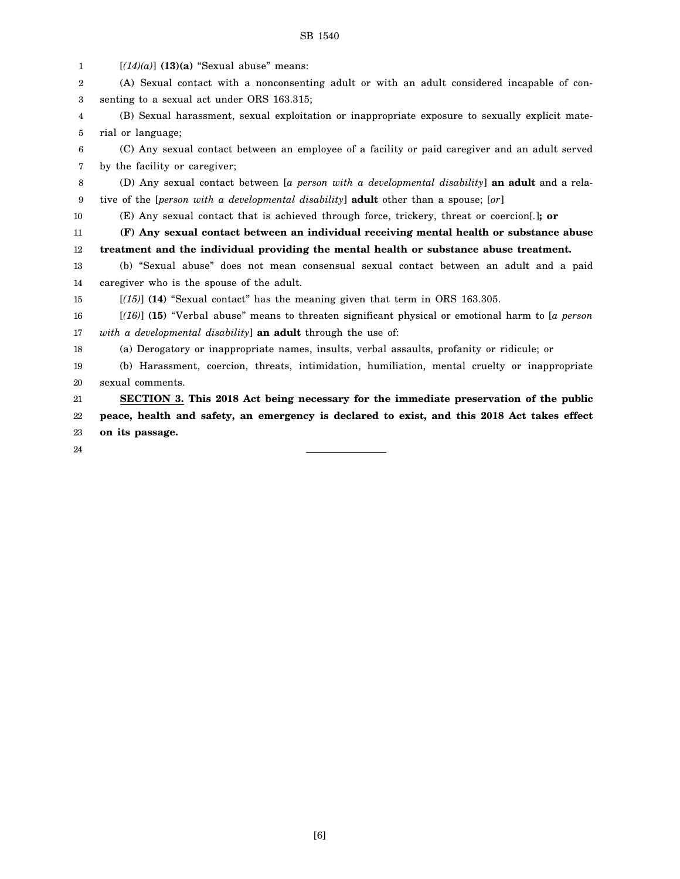[*(14)(a)*] **(13)(a)** “Sexual abuse” means:

(A) Sexual contact with a nonconsenting adult or with an adult considered incapable of consenting to a sexual act under ORS 163.315;

(B) Sexual harassment, sexual exploitation or inappropriate exposure to sexually explicit material or language;

(C) Any sexual contact between an employee of a facility or paid caregiver and an adult served by the facility or caregiver;

(D) Any sexual contact between [*a person with a developmental disability*] **an adult** and a relative of the [*person with a developmental disability*] **adult** other than a spouse; [*or*]

(E) Any sexual contact that is achieved through force, trickery, threat or coercion[*.*]**; or**

**(F) Any sexual contact between an individual receiving mental health or substance abuse treatment and the individual providing the mental health or substance abuse treatment.**

(b) “Sexual abuse” does not mean consensual sexual contact between an adult and a paid caregiver who is the spouse of the adult.

[*(15)*] **(14)** “Sexual contact” has the meaning given that term in ORS 163.305.

[*(16)*] **(15)** “Verbal abuse” means to threaten significant physical or emotional harm to [*a person with a developmental disability*] **an adult** through the use of:

(a) Derogatory or inappropriate names, insults, verbal assaults, profanity or ridicule; or

(b) Harassment, coercion, threats, intimidation, humiliation, mental cruelty or inappropriate sexual comments.

**SECTION 3. This 2018 Act being necessary for the immediate preservation of the public peace, health and safety, an emergency is declared to exist, and this 2018 Act takes effect on its passage.**